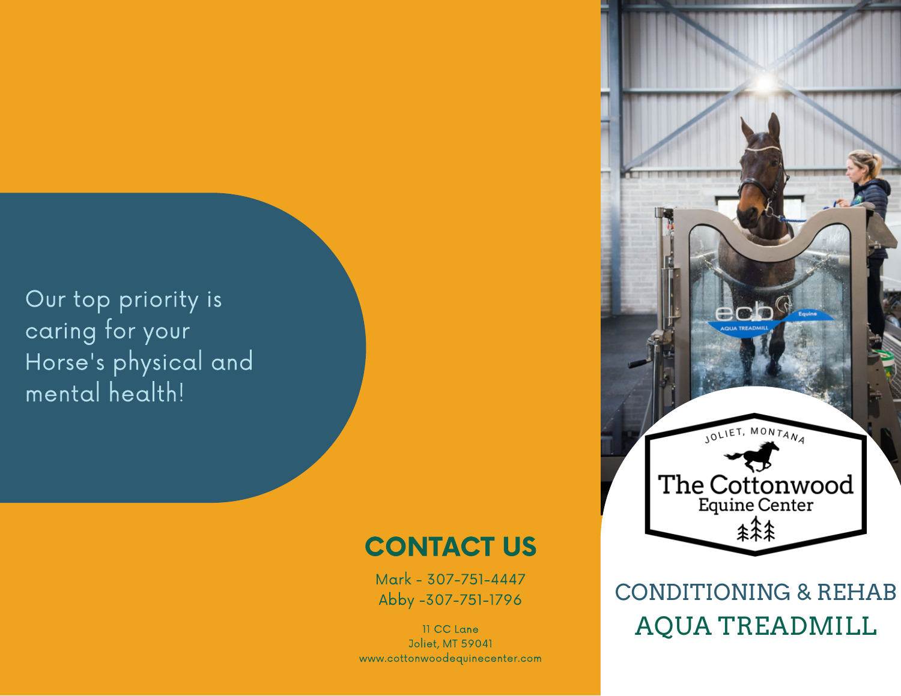Our top priority is caring for your Horse's physical and mental health!

## CONTACT US

Mark - 307-751-4447
Abby -307-751-1796

11 CC Lane
Joliet, MT 59041
www.cottonwoodequinecenter.com

JOLIET, MONTANA

# The Cottonwood Equine Center

## CONDITIONING & REHAB AQUA TREADMILL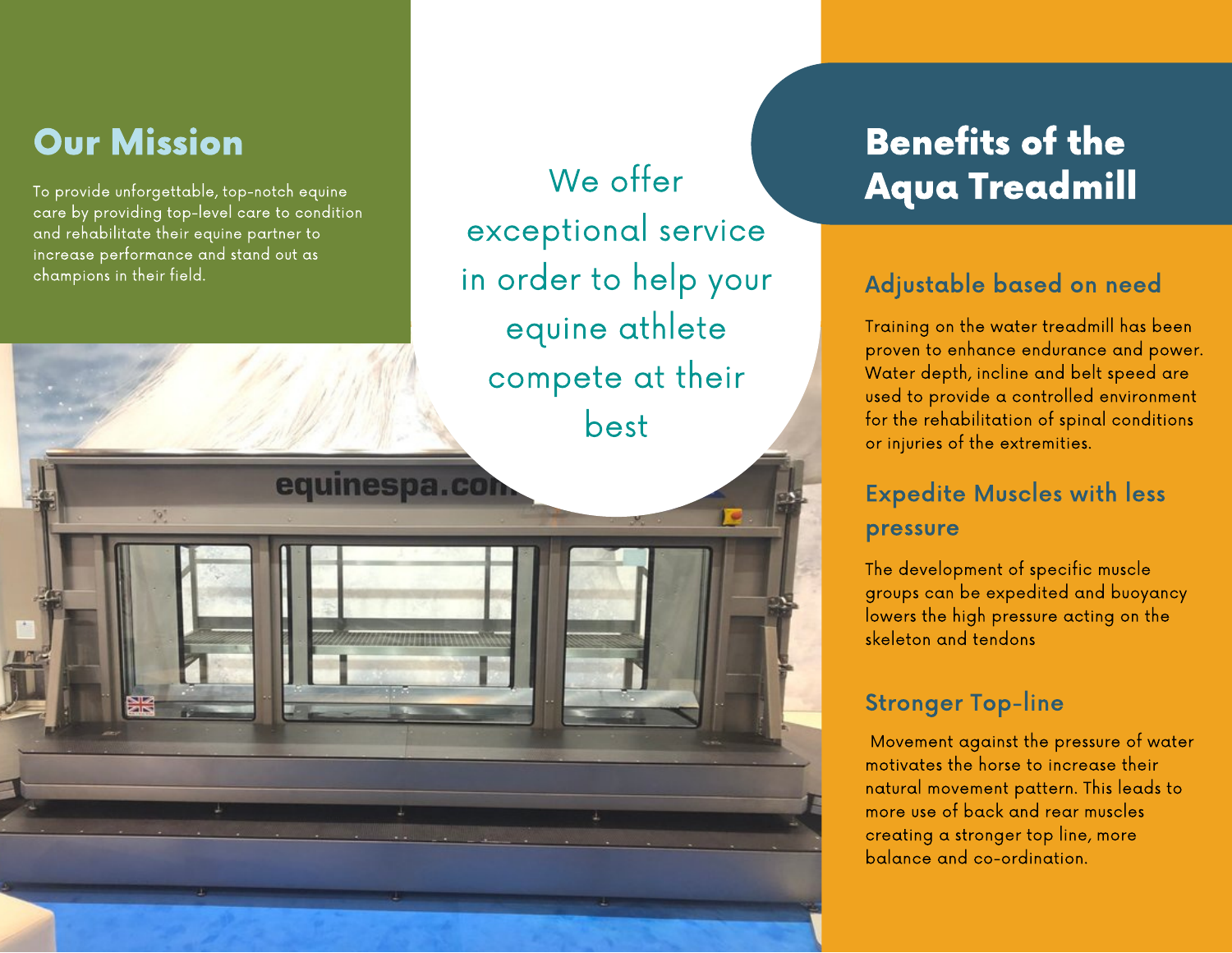## Our Mission

To provide unforgettable, top-notch equine care by providing top-level care to condition and rehabilitate their equine partner to increase performance and stand out as champions in their field.

We offer exceptional service in order to help your equine athlete compete at their best

## Benefits of the Aqua Treadmill

### Adjustable based on need

Training on the water treadmill has been proven to enhance endurance and power. Water depth, incline and belt speed are used to provide a controlled environment for the rehabilitation of spinal conditions or injuries of the extremities.

### Expedite Muscles with less pressure

The development of specific muscle groups can be expedited and buoyancy lowers the high pressure acting on the skeleton and tendons

### Stronger Top-line

Movement against the pressure of water motivates the horse to increase their natural movement pattern. This leads to more use of back and rear muscles creating a stronger top line, more balance and co-ordination.